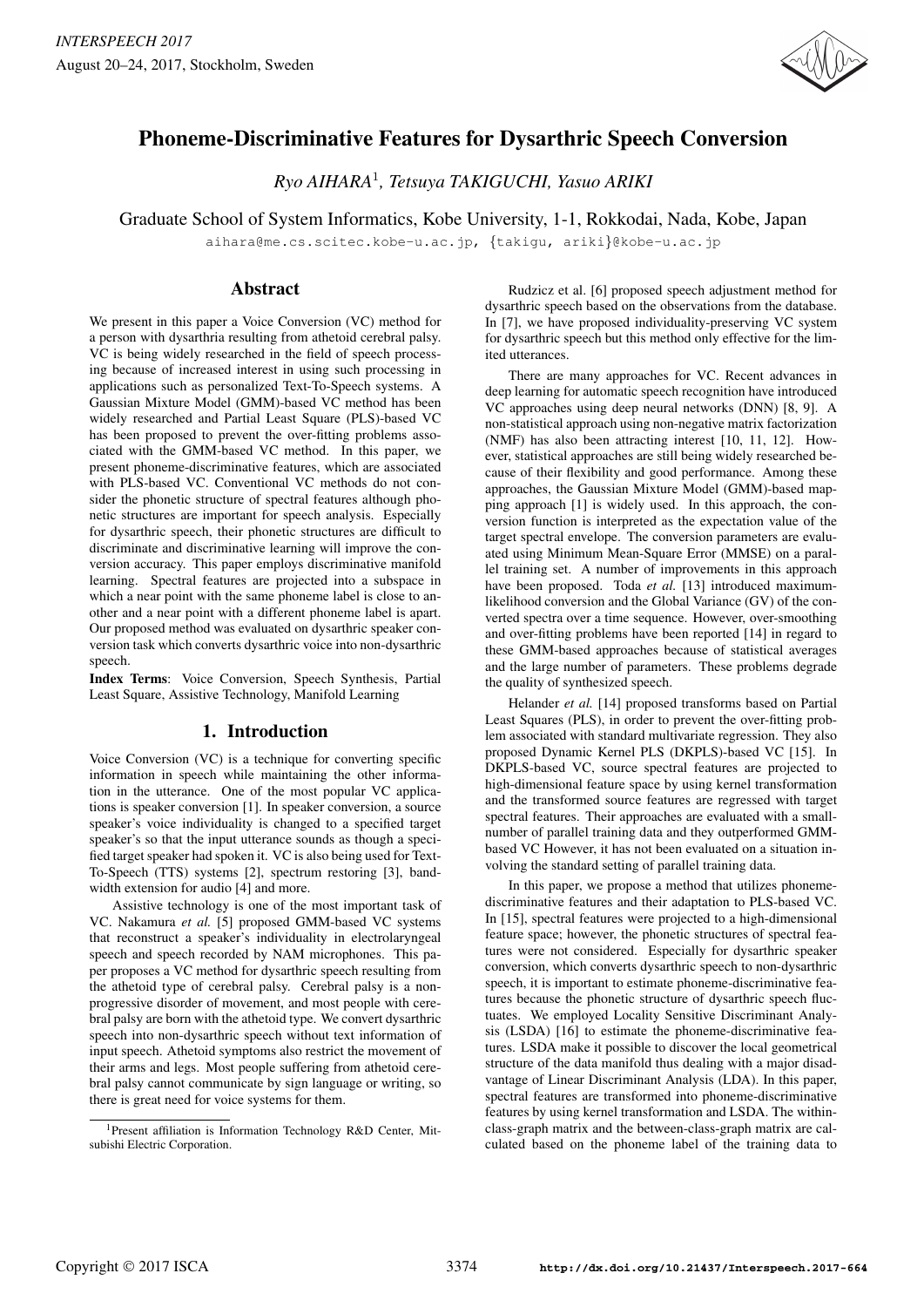# Phoneme-Discriminative Features for Dysarthric Speech Conversion

*Ryo AIHARA*[1], *Tetsuya TAKIGUCHI, Yasuo ARIKI*

Graduate School of System Informatics, Kobe University, 1-1, Rokkodai, Nada, Kobe, Japan

aihara@me.cs.scitec.kobe-u.ac.jp, {takigu, ariki}@kobe-u.ac.jp

## Abstract

We present in this paper a Voice Conversion (VC) method for a person with dysarthria resulting from athetoid cerebral palsy. VC is being widely researched in the field of speech processing because of increased interest in using such processing in applications such as personalized Text-To-Speech systems. A Gaussian Mixture Model (GMM)-based VC method has been widely researched and Partial Least Square (PLS)-based VC has been proposed to prevent the over-fitting problems associated with the GMM-based VC method. In this paper, we present phoneme-discriminative features, which are associated with PLS-based VC. Conventional VC methods do not consider the phonetic structure of spectral features although phonetic structures are important for speech analysis. Especially for dysarthric speech, their phonetic structures are difficult to discriminate and discriminative learning will improve the conversion accuracy. This paper employs discriminative manifold learning. Spectral features are projected into a subspace in which a near point with the same phoneme label is close to another and a near point with a different phoneme label is apart. Our proposed method was evaluated on dysarthric speaker conversion task which converts dysarthric voice into non-dysarthric speech.

**Index Terms**: Voice Conversion, Speech Synthesis, Partial Least Square, Assistive Technology, Manifold Learning

## 1. Introduction

Voice Conversion (VC) is a technique for converting specific information in speech while maintaining the other information in the utterance. One of the most popular VC applications is speaker conversion [1]. In speaker conversion, a source speaker's voice individuality is changed to a specified target speaker's so that the input utterance sounds as though a specified target speaker had spoken it. VC is also being used for Text-To-Speech (TTS) systems [2], spectrum restoring [3], bandwidth extension for audio [4] and more.

Assistive technology is one of the most important task of VC. Nakamura *et al.* [5] proposed GMM-based VC systems that reconstruct a speaker's individuality in electrolaryngeal speech and speech recorded by NAM microphones. This paper proposes a VC method for dysarthric speech resulting from the athetoid type of cerebral palsy. Cerebral palsy is a non-progressive disorder of movement, and most people with cerebral palsy are born with the athetoid type. We convert dysarthric speech into non-dysarthric speech without text information of input speech. Athetoid symptoms also restrict the movement of their arms and legs. Most people suffering from athetoid cerebral palsy cannot communicate by sign language or writing, so there is great need for voice systems for them.

Rudzicz et al. [6] proposed speech adjustment method for dysarthric speech based on the observations from the database. In [7], we have proposed individuality-preserving VC system for dysarthric speech but this method only effective for the limited utterances.

There are many approaches for VC. Recent advances in deep learning for automatic speech recognition have introduced VC approaches using deep neural networks (DNN) [8, 9]. A non-statistical approach using non-negative matrix factorization (NMF) has also been attracting interest [10, 11, 12]. However, statistical approaches are still being widely researched because of their flexibility and good performance. Among these approaches, the Gaussian Mixture Model (GMM)-based mapping approach [1] is widely used. In this approach, the conversion function is interpreted as the expectation value of the target spectral envelope. The conversion parameters are evaluated using Minimum Mean-Square Error (MMSE) on a parallel training set. A number of improvements in this approach have been proposed. Toda *et al.* [13] introduced maximum-likelihood conversion and the Global Variance (GV) of the converted spectra over a time sequence. However, over-smoothing and over-fitting problems have been reported [14] in regard to these GMM-based approaches because of statistical averages and the large number of parameters. These problems degrade the quality of synthesized speech.

Helander *et al.* [14] proposed transforms based on Partial Least Squares (PLS), in order to prevent the over-fitting problem associated with standard multivariate regression. They also proposed Dynamic Kernel PLS (DKPLS)-based VC [15]. In DKPLS-based VC, source spectral features are projected to high-dimensional feature space by using kernel transformation and the transformed source features are regressed with target spectral features. Their approaches are evaluated with a small-number of parallel training data and they outperformed GMM-based VC However, it has not been evaluated on a situation involving the standard setting of parallel training data.

In this paper, we propose a method that utilizes phoneme-discriminative features and their adaptation to PLS-based VC. In [15], spectral features were projected to a high-dimensional feature space; however, the phonetic structures of spectral features were not considered. Especially for dysarthric speaker conversion, which converts dysarthric speech to non-dysarthric speech, it is important to estimate phoneme-discriminative features because the phonetic structure of dysarthric speech fluctuates. We employed Locality Sensitive Discriminant Analysis (LSDA) [16] to estimate the phoneme-discriminative features. LSDA make it possible to discover the local geometrical structure of the data manifold thus dealing with a major disadvantage of Linear Discriminant Analysis (LDA). In this paper, spectral features are transformed into phoneme-discriminative features by using kernel transformation and LSDA. The within-class-graph matrix and the between-class-graph matrix are calculated based on the phoneme label of the training data to

[1] Present affiliation is Information Technology R&D Center, Mitsubishi Electric Corporation.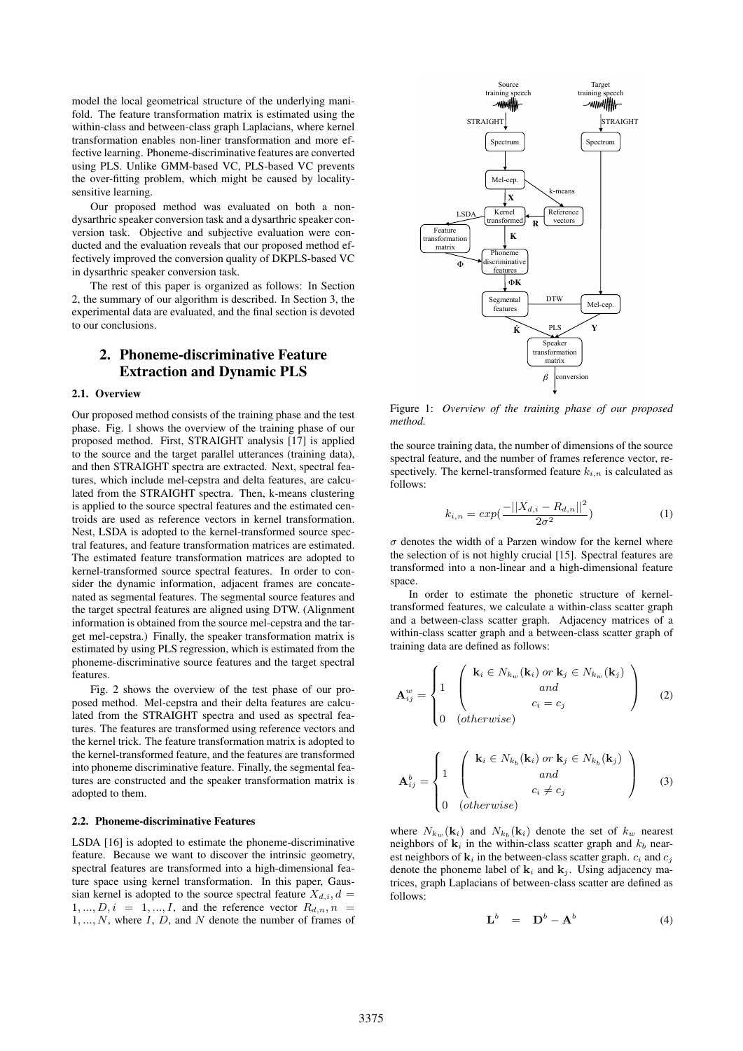model the local geometrical structure of the underlying manifold. The feature transformation matrix is estimated using the within-class and between-class graph Laplacians, where kernel transformation enables non-liner transformation and more effective learning. Phoneme-discriminative features are converted using PLS. Unlike GMM-based VC, PLS-based VC prevents the over-fitting problem, which might be caused by locality-sensitive learning.

Our proposed method was evaluated on both a non-dysarthric speaker conversion task and a dysarthric speaker conversion task. Objective and subjective evaluation were conducted and the evaluation reveals that our proposed method effectively improved the conversion quality of DKPLS-based VC in dysarthric speaker conversion task.

The rest of this paper is organized as follows: In Section 2, the summary of our algorithm is described. In Section 3, the experimental data are evaluated, and the final section is devoted to our conclusions.

## 2. Phoneme-discriminative Feature Extraction and Dynamic PLS

### 2.1. Overview

Our proposed method consists of the training phase and the test phase. Fig. 1 shows the overview of the training phase of our proposed method. First, STRAIGHT analysis [17] is applied to the source and the target parallel utterances (training data), and then STRAIGHT spectra are extracted. Next, spectral features, which include mel-cepstra and delta features, are calculated from the STRAIGHT spectra. Then, k-means clustering is applied to the source spectral features and the estimated centroids are used as reference vectors in kernel transformation. Nest, LSDA is adopted to the kernel-transformed source spectral features, and feature transformation matrices are estimated. The estimated feature transformation matrices are adopted to kernel-transformed source spectral features. In order to consider the dynamic information, adjacent frames are concatenated as segmental features. The segmental source features and the target spectral features are aligned using DTW. (Alignment information is obtained from the source mel-cepstra and the target mel-cepstra.) Finally, the speaker transformation matrix is estimated by using PLS regression, which is estimated from the phoneme-discriminative source features and the target spectral features.

Fig. 2 shows the overview of the test phase of our proposed method. Mel-cepstra and their delta features are calculated from the STRAIGHT spectra and used as spectral features. The features are transformed using reference vectors and the kernel trick. The feature transformation matrix is adopted to the kernel-transformed feature, and the features are transformed into phoneme discriminative feature. Finally, the segmental features are constructed and the speaker transformation matrix is adopted to them.

### 2.2. Phoneme-discriminative Features

LSDA [16] is adopted to estimate the phoneme-discriminative feature. Because we want to discover the intrinsic geometry, spectral features are transformed into a high-dimensional feature space using kernel transformation. In this paper, Gaussian kernel is adopted to the source spectral feature $X_{d,i}, d = 1, ..., D, i = 1, ..., I$, and the reference vector $R_{d,n}, n = 1, ..., N$, where $I$, $D$, and $N$ denote the number of frames of

Figure 1: *Overview of the training phase of our proposed method.*

the source training data, the number of dimensions of the source spectral feature, and the number of frames reference vector, respectively. The kernel-transformed feature $k_{i,n}$ is calculated as follows:

$$k_{i,n} = exp(\frac{-||X_{d,i} - R_{d,n}||^2}{2\sigma^2}) \quad (1)$$

$\sigma$ denotes the width of a Parzen window for the kernel where the selection of is not highly crucial [15]. Spectral features are transformed into a non-linear and a high-dimensional feature space.

In order to estimate the phonetic structure of kernel-transformed features, we calculate a within-class scatter graph and a between-class scatter graph. Adjacency matrices of a within-class scatter graph and a between-class scatter graph of training data are defined as follows:

$$\mathbf{A}^w_{ij} = \begin{cases} 1 & \begin{pmatrix} \mathbf{k}_i \in N_{k_w}(\mathbf{k}_i) \; or \; \mathbf{k}_j \in N_{k_w}(\mathbf{k}_j) \\ and \\ c_i = c_j \end{pmatrix} \\ 0 & (otherwise) \end{cases} \quad (2)$$

$$\mathbf{A}^b_{ij} = \begin{cases} 1 & \begin{pmatrix} \mathbf{k}_i \in N_{k_b}(\mathbf{k}_i) \; or \; \mathbf{k}_j \in N_{k_b}(\mathbf{k}_j) \\ and \\ c_i \neq c_j \end{pmatrix} \\ 0 & (otherwise) \end{cases} \quad (3)$$

where $N_{k_w}(\mathbf{k}_i)$ and $N_{k_b}(\mathbf{k}_i)$ denote the set of $k_w$ nearest neighbors of $\mathbf{k}_i$ in the within-class scatter graph and $k_b$ nearest neighbors of $\mathbf{k}_i$ in the between-class scatter graph. $c_i$ and $c_j$ denote the phoneme label of $\mathbf{k}_i$ and $\mathbf{k}_j$. Using adjacency matrices, graph Laplacians of between-class scatter are defined as follows:

$$\mathbf{L}^b = \mathbf{D}^b - \mathbf{A}^b \quad (4)$$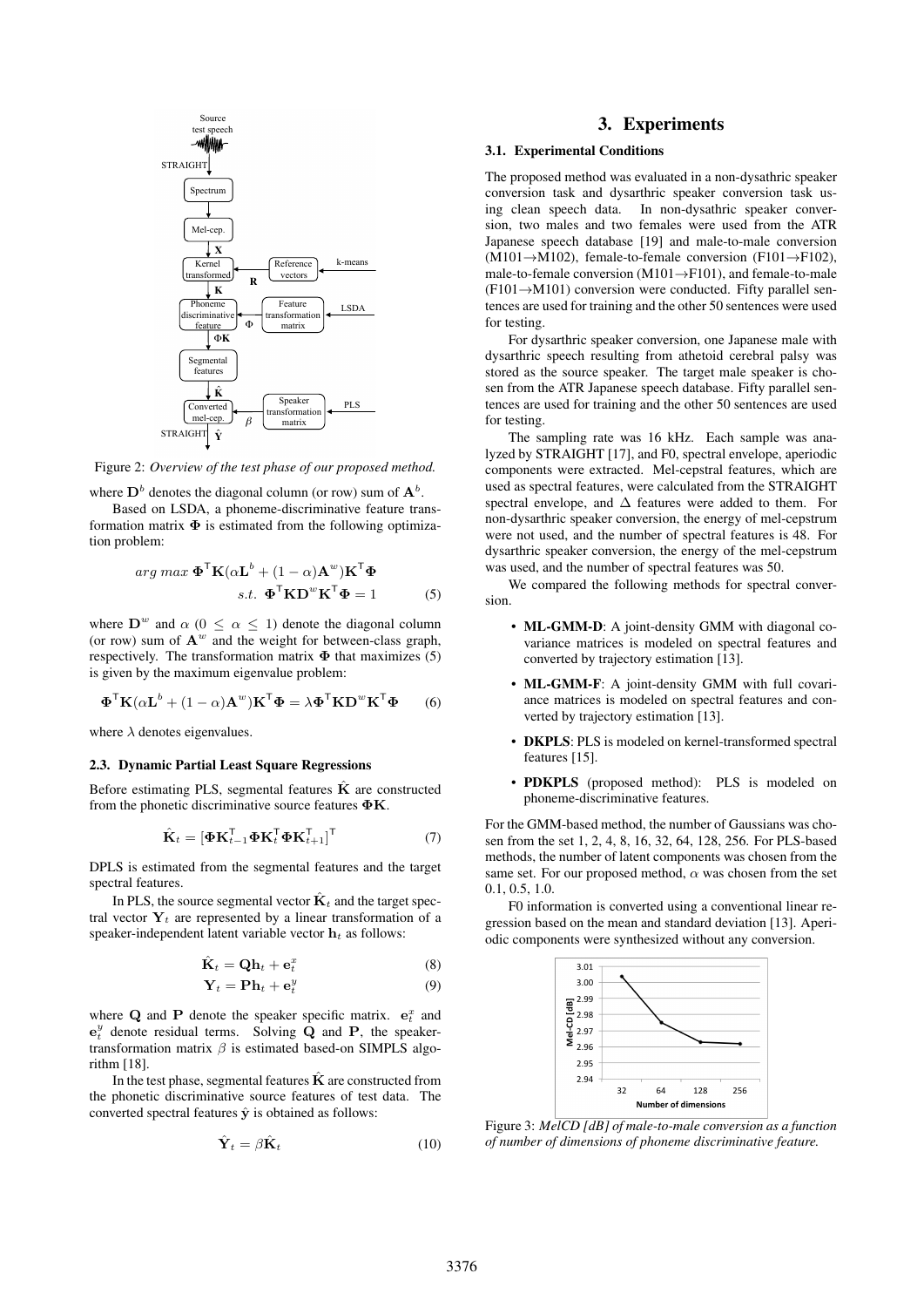Figure 2: *Overview of the test phase of our proposed method.*

where $\mathbf{D}^b$ denotes the diagonal column (or row) sum of $\mathbf{A}^b$.

Based on LSDA, a phoneme-discriminative feature transformation matrix $\mathbf{\Phi}$ is estimated from the following optimization problem:

$$arg\ max\ \mathbf{\Phi}^{\mathsf{T}}\mathbf{K}(\alpha\mathbf{L}^b + (1-\alpha)\mathbf{A}^w)\mathbf{K}^{\mathsf{T}}\mathbf{\Phi}$$
$$s.t.\ \mathbf{\Phi}^{\mathsf{T}}\mathbf{K}\mathbf{D}^w\mathbf{K}^{\mathsf{T}}\mathbf{\Phi} = 1 \quad (5)$$

where $\mathbf{D}^w$ and $\alpha$ ($0 \leq \alpha \leq 1$) denote the diagonal column (or row) sum of $\mathbf{A}^w$ and the weight for between-class graph, respectively. The transformation matrix $\mathbf{\Phi}$ that maximizes (5) is given by the maximum eigenvalue problem:

$$\mathbf{\Phi}^{\mathsf{T}}\mathbf{K}(\alpha\mathbf{L}^b + (1-\alpha)\mathbf{A}^w)\mathbf{K}^{\mathsf{T}}\mathbf{\Phi} = \lambda\mathbf{\Phi}^{\mathsf{T}}\mathbf{K}\mathbf{D}^w\mathbf{K}^{\mathsf{T}}\mathbf{\Phi} \quad (6)$$

where $\lambda$ denotes eigenvalues.

### 2.3. Dynamic Partial Least Square Regressions

Before estimating PLS, segmental features $\hat{\mathbf{K}}$ are constructed from the phonetic discriminative source features $\mathbf{\Phi K}$.

$$\hat{\mathbf{K}}_t = [\mathbf{\Phi}\mathbf{K}_{t-1}^{\mathsf{T}}\mathbf{\Phi}\mathbf{K}_t^{\mathsf{T}}\mathbf{\Phi}\mathbf{K}_{t+1}^{\mathsf{T}}]^{\mathsf{T}} \quad (7)$$

DPLS is estimated from the segmental features and the target spectral features.

In PLS, the source segmental vector $\hat{\mathbf{K}}_t$ and the target spectral vector $\mathbf{Y}_t$ are represented by a linear transformation of a speaker-independent latent variable vector $\mathbf{h}_t$ as follows:

$$\hat{\mathbf{K}}_t = \mathbf{Q}\mathbf{h}_t + \mathbf{e}_t^x \quad (8)$$
$$\mathbf{Y}_t = \mathbf{P}\mathbf{h}_t + \mathbf{e}_t^y \quad (9)$$

where $\mathbf{Q}$ and $\mathbf{P}$ denote the speaker specific matrix. $\mathbf{e}_t^x$ and $\mathbf{e}_t^y$ denote residual terms. Solving $\mathbf{Q}$ and $\mathbf{P}$, the speaker-transformation matrix $\beta$ is estimated based-on SIMPLS algorithm [18].

In the test phase, segmental features $\hat{\mathbf{K}}$ are constructed from the phonetic discriminative source features of test data. The converted spectral features $\hat{\mathbf{y}}$ is obtained as follows:

$$\hat{\mathbf{Y}}_t = \beta\hat{\mathbf{K}}_t \quad (10)$$

# 3. Experiments

### 3.1. Experimental Conditions

The proposed method was evaluated in a non-dysathric speaker conversion task and dysarthric speaker conversion task using clean speech data. In non-dysathric speaker conversion, two males and two females were used from the ATR Japanese speech database [19] and male-to-male conversion (M101→M102), female-to-female conversion (F101→F102), male-to-female conversion (M101→F101), and female-to-male (F101→M101) conversion were conducted. Fifty parallel sentences are used for training and the other 50 sentences were used for testing.

For dysarthric speaker conversion, one Japanese male with dysarthric speech resulting from athetoid cerebral palsy was stored as the source speaker. The target male speaker is chosen from the ATR Japanese speech database. Fifty parallel sentences are used for training and the other 50 sentences are used for testing.

The sampling rate was 16 kHz. Each sample was analyzed by STRAIGHT [17], and F0, spectral envelope, aperiodic components were extracted. Mel-cepstral features, which are used as spectral features, were calculated from the STRAIGHT spectral envelope, and $\Delta$ features were added to them. For non-dysarthric speaker conversion, the energy of mel-cepstrum were not used, and the number of spectral features is 48. For dysarthric speaker conversion, the energy of the mel-cepstrum was used, and the number of spectral features was 50.

We compared the following methods for spectral conversion.

- **ML-GMM-D**: A joint-density GMM with diagonal covariance matrices is modeled on spectral features and converted by trajectory estimation [13].
- **ML-GMM-F**: A joint-density GMM with full covariance matrices is modeled on spectral features and converted by trajectory estimation [13].
- **DKPLS**: PLS is modeled on kernel-transformed spectral features [15].
- **PDKPLS** (proposed method): PLS is modeled on phoneme-discriminative features.

For the GMM-based method, the number of Gaussians was chosen from the set 1, 2, 4, 8, 16, 32, 64, 128, 256. For PLS-based methods, the number of latent components was chosen from the same set. For our proposed method, $\alpha$ was chosen from the set 0.1, 0.5, 1.0.

F0 information is converted using a conventional linear regression based on the mean and standard deviation [13]. Aperiodic components were synthesized without any conversion.

Figure 3: *MelCD [dB] of male-to-male conversion as a function of number of dimensions of phoneme discriminative feature.*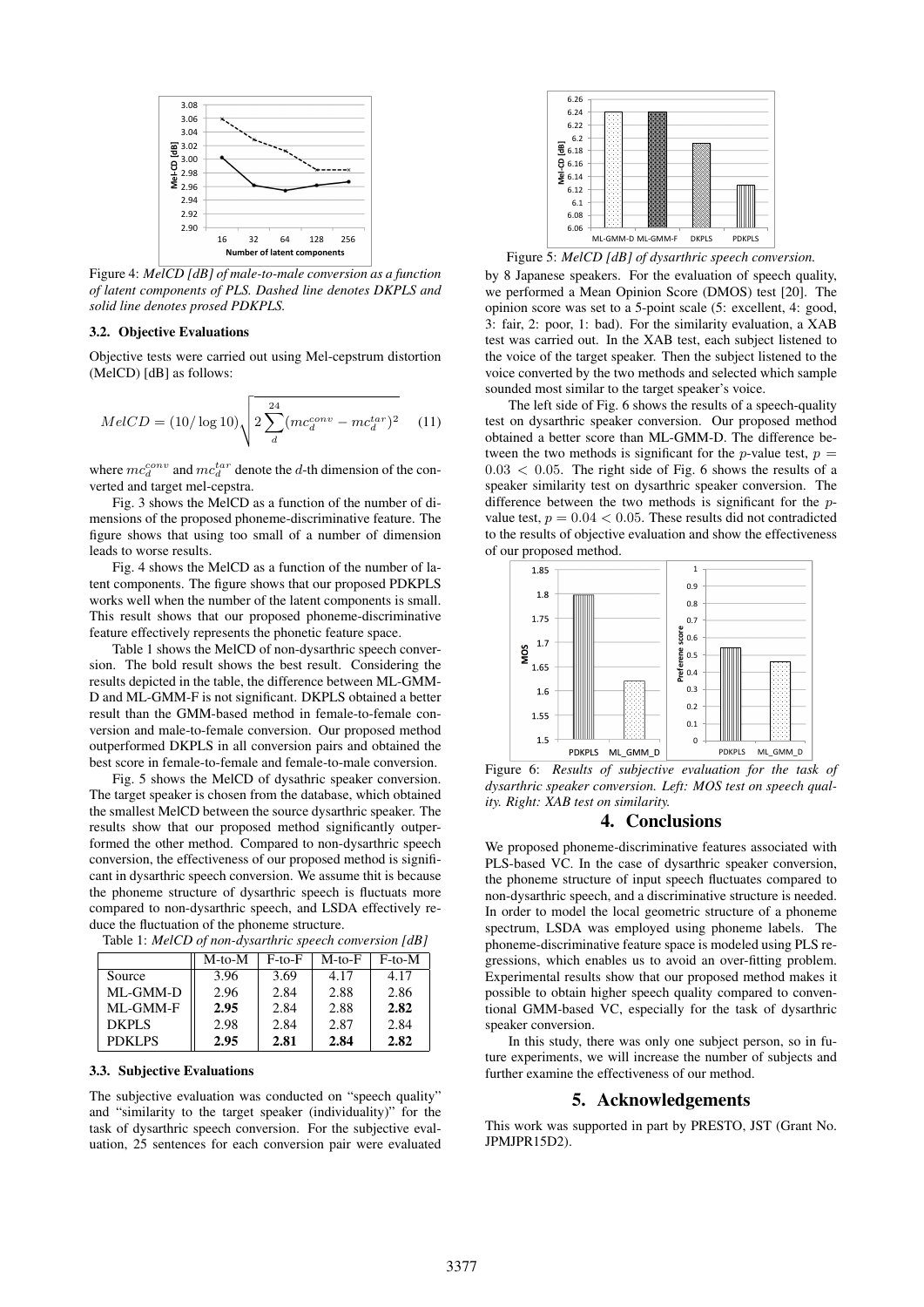Figure 4: *MelCD [dB] of male-to-male conversion as a function of latent components of PLS. Dashed line denotes DKPLS and solid line denotes prosed PDKPLS.*

### 3.2. Objective Evaluations

Objective tests were carried out using Mel-cepstrum distortion (MelCD) [dB] as follows:

$$MelCD = (10/\log 10)\sqrt{2\sum_{d}^{24}(mc_d^{conv} - mc_d^{tar})^2} \quad (11)$$

where $mc_d^{conv}$ and $mc_d^{tar}$ denote the $d$-th dimension of the converted and target mel-cepstra.

Fig. 3 shows the MelCD as a function of the number of dimensions of the proposed phoneme-discriminative feature. The figure shows that using too small of a number of dimension leads to worse results.

Fig. 4 shows the MelCD as a function of the number of latent components. The figure shows that our proposed PDKPLS works well when the number of the latent components is small. This result shows that our proposed phoneme-discriminative feature effectively represents the phonetic feature space.

Table 1 shows the MelCD of non-dysarthric speech conversion. The bold result shows the best result. Considering the results depicted in the table, the difference between ML-GMM-D and ML-GMM-F is not significant. DKPLS obtained a better result than the GMM-based method in female-to-female conversion and male-to-female conversion. Our proposed method outperformed DKPLS in all conversion pairs and obtained the best score in female-to-female and female-to-male conversion.

Fig. 5 shows the MelCD of dysathric speaker conversion. The target speaker is chosen from the database, which obtained the smallest MelCD between the source dysarthric speaker. The results show that our proposed method significantly outperformed the other method. Compared to non-dysarthric speech conversion, the effectiveness of our proposed method is significant in dysarthric speech conversion. We assume thit is because the phoneme structure of dysarthric speech is fluctuats more compared to non-dysarthric speech, and LSDA effectively reduce the fluctuation of the phoneme structure.

Table 1: *MelCD of non-dysarthric speech conversion [dB]*

| | M-to-M | F-to-F | M-to-F | F-to-M |
|---|---|---|---|---|
| Source | 3.96 | 3.69 | 4.17 | 4.17 |
| ML-GMM-D | 2.96 | 2.84 | 2.88 | 2.86 |
| ML-GMM-F | **2.95** | 2.84 | 2.88 | **2.82** |
| DKPLS | 2.98 | 2.84 | 2.87 | 2.84 |
| PDKLPS | **2.95** | **2.81** | **2.84** | **2.82** |

### 3.3. Subjective Evaluations

The subjective evaluation was conducted on "speech quality" and "similarity to the target speaker (individuality)" for the task of dysarthric speech conversion. For the subjective evaluation, 25 sentences for each conversion pair were evaluated by 8 Japanese speakers. For the evaluation of speech quality, we performed a Mean Opinion Score (DMOS) test [20]. The opinion score was set to a 5-point scale (5: excellent, 4: good, 3: fair, 2: poor, 1: bad). For the similarity evaluation, a XAB test was carried out. In the XAB test, each subject listened to the voice of the target speaker. Then the subject listened to the voice converted by the two methods and selected which sample sounded most similar to the target speaker's voice.

Figure 5: *MelCD [dB] of dysarthric speech conversion.*

The left side of Fig. 6 shows the results of a speech-quality test on dysarthric speaker conversion. Our proposed method obtained a better score than ML-GMM-D. The difference between the two methods is significant for the $p$-value test, $p = 0.03 < 0.05$. The right side of Fig. 6 shows the results of a speaker similarity test on dysarthric speaker conversion. The difference between the two methods is significant for the $p$-value test, $p = 0.04 < 0.05$. These results did not contradicted to the results of objective evaluation and show the effectiveness of our proposed method.

Figure 6: *Results of subjective evaluation for the task of dysarthric speaker conversion. Left: MOS test on speech quality. Right: XAB test on similarity.*

## 4. Conclusions

We proposed phoneme-discriminative features associated with PLS-based VC. In the case of dysarthric speaker conversion, the phoneme structure of input speech fluctuates compared to non-dysarthric speech, and a discriminative structure is needed. In order to model the local geometric structure of a phoneme spectrum, LSDA was employed using phoneme labels. The phoneme-discriminative feature space is modeled using PLS regressions, which enables us to avoid an over-fitting problem. Experimental results show that our proposed method makes it possible to obtain higher speech quality compared to conventional GMM-based VC, especially for the task of dysarthric speaker conversion.

In this study, there was only one subject person, so in future experiments, we will increase the number of subjects and further examine the effectiveness of our method.

## 5. Acknowledgements

This work was supported in part by PRESTO, JST (Grant No. JPMJPR15D2).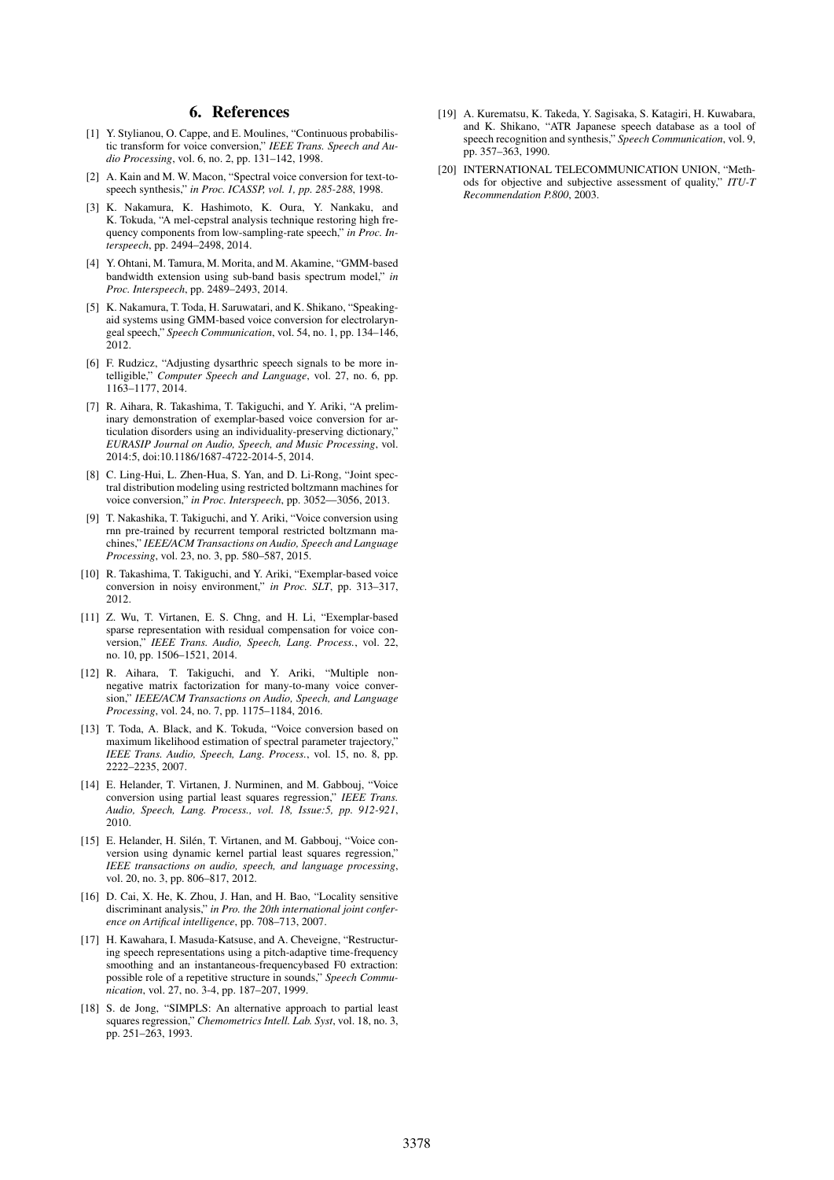## 6. References

[1] Y. Stylianou, O. Cappe, and E. Moulines, "Continuous probabilistic transform for voice conversion," *IEEE Trans. Speech and Audio Processing*, vol. 6, no. 2, pp. 131–142, 1998.

[2] A. Kain and M. W. Macon, "Spectral voice conversion for text-to-speech synthesis," *in Proc. ICASSP, vol. 1, pp. 285-288*, 1998.

[3] K. Nakamura, K. Hashimoto, K. Oura, Y. Nankaku, and K. Tokuda, "A mel-cepstral analysis technique restoring high frequency components from low-sampling-rate speech," *in Proc. Interspeech*, pp. 2494–2498, 2014.

[4] Y. Ohtani, M. Tamura, M. Morita, and M. Akamine, "GMM-based bandwidth extension using sub-band basis spectrum model," *in Proc. Interspeech*, pp. 2489–2493, 2014.

[5] K. Nakamura, T. Toda, H. Saruwatari, and K. Shikano, "Speaking-aid systems using GMM-based voice conversion for electrolaryngeal speech," *Speech Communication*, vol. 54, no. 1, pp. 134–146, 2012.

[6] F. Rudzicz, "Adjusting dysarthric speech signals to be more intelligible," *Computer Speech and Language*, vol. 27, no. 6, pp. 1163–1177, 2014.

[7] R. Aihara, R. Takashima, T. Takiguchi, and Y. Ariki, "A preliminary demonstration of exemplar-based voice conversion for articulation disorders using an individuality-preserving dictionary," *EURASIP Journal on Audio, Speech, and Music Processing*, vol. 2014:5, doi:10.1186/1687-4722-2014-5, 2014.

[8] C. Ling-Hui, L. Zhen-Hua, S. Yan, and D. Li-Rong, "Joint spectral distribution modeling using restricted boltzmann machines for voice conversion," *in Proc. Interspeech*, pp. 3052—3056, 2013.

[9] T. Nakashika, T. Takiguchi, and Y. Ariki, "Voice conversion using rnn pre-trained by recurrent temporal restricted boltzmann machines," *IEEE/ACM Transactions on Audio, Speech and Language Processing*, vol. 23, no. 3, pp. 580–587, 2015.

[10] R. Takashima, T. Takiguchi, and Y. Ariki, "Exemplar-based voice conversion in noisy environment," *in Proc. SLT*, pp. 313–317, 2012.

[11] Z. Wu, T. Virtanen, E. S. Chng, and H. Li, "Exemplar-based sparse representation with residual compensation for voice conversion," *IEEE Trans. Audio, Speech, Lang. Process.*, vol. 22, no. 10, pp. 1506–1521, 2014.

[12] R. Aihara, T. Takiguchi, and Y. Ariki, "Multiple non-negative matrix factorization for many-to-many voice conversion," *IEEE/ACM Transactions on Audio, Speech, and Language Processing*, vol. 24, no. 7, pp. 1175–1184, 2016.

[13] T. Toda, A. Black, and K. Tokuda, "Voice conversion based on maximum likelihood estimation of spectral parameter trajectory," *IEEE Trans. Audio, Speech, Lang. Process.*, vol. 15, no. 8, pp. 2222–2235, 2007.

[14] E. Helander, T. Virtanen, J. Nurminen, and M. Gabbouj, "Voice conversion using partial least squares regression," *IEEE Trans. Audio, Speech, Lang. Process., vol. 18, Issue:5, pp. 912-921*, 2010.

[15] E. Helander, H. Silén, T. Virtanen, and M. Gabbouj, "Voice conversion using dynamic kernel partial least squares regression," *IEEE transactions on audio, speech, and language processing*, vol. 20, no. 3, pp. 806–817, 2012.

[16] D. Cai, X. He, K. Zhou, J. Han, and H. Bao, "Locality sensitive discriminant analysis," *in Pro. the 20th international joint conference on Artifical intelligence*, pp. 708–713, 2007.

[17] H. Kawahara, I. Masuda-Katsuse, and A. Cheveigne, "Restructuring speech representations using a pitch-adaptive time-frequency smoothing and an instantaneous-frequencybased F0 extraction: possible role of a repetitive structure in sounds," *Speech Communication*, vol. 27, no. 3-4, pp. 187–207, 1999.

[18] S. de Jong, "SIMPLS: An alternative approach to partial least squares regression," *Chemometrics Intell. Lab. Syst*, vol. 18, no. 3, pp. 251–263, 1993.

[19] A. Kurematsu, K. Takeda, Y. Sagisaka, S. Katagiri, H. Kuwabara, and K. Shikano, "ATR Japanese speech database as a tool of speech recognition and synthesis," *Speech Communication*, vol. 9, pp. 357–363, 1990.

[20] INTERNATIONAL TELECOMMUNICATION UNION, "Methods for objective and subjective assessment of quality," *ITU-T Recommendation P.800*, 2003.